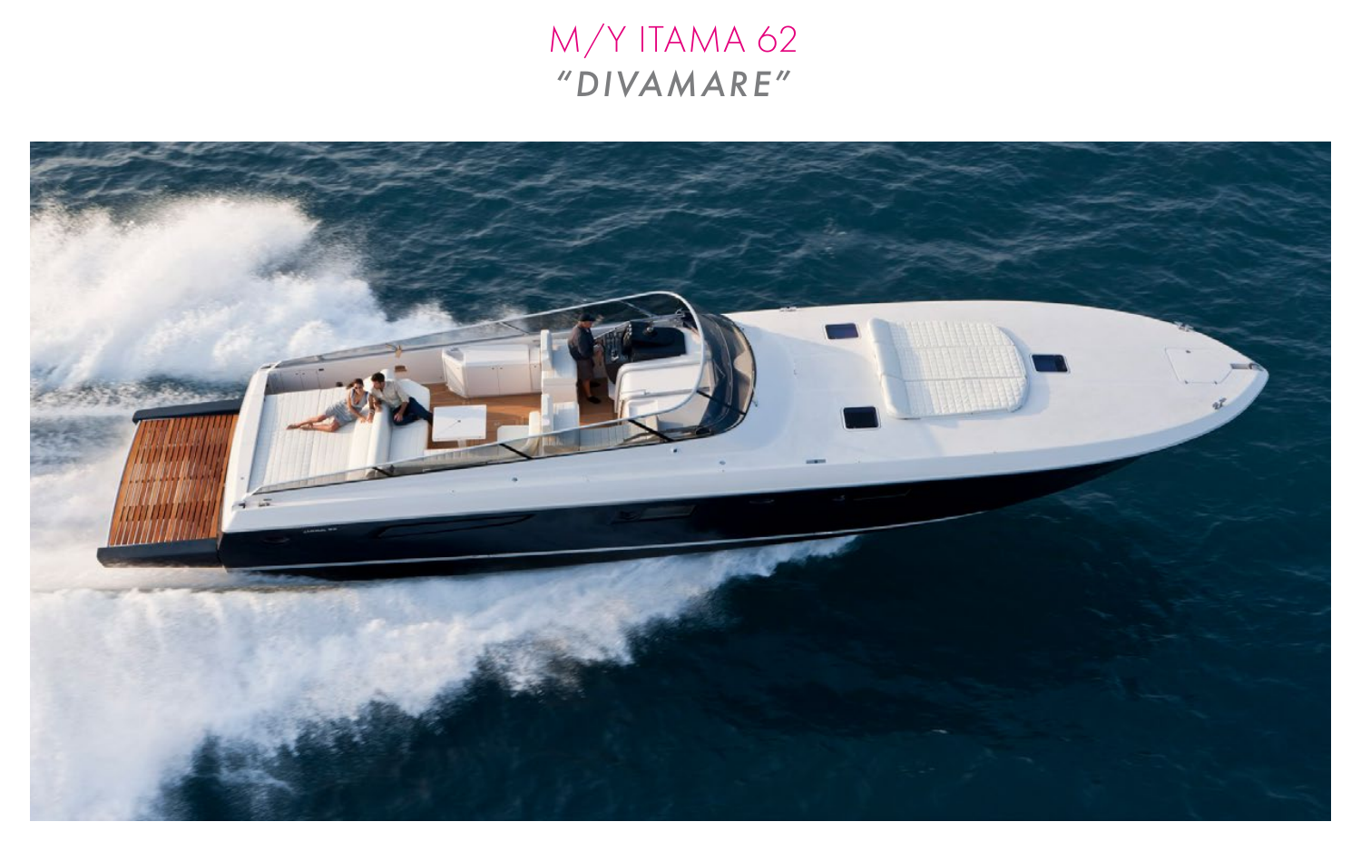# M/Y ITAMA 62

## *"DIVAMARE"*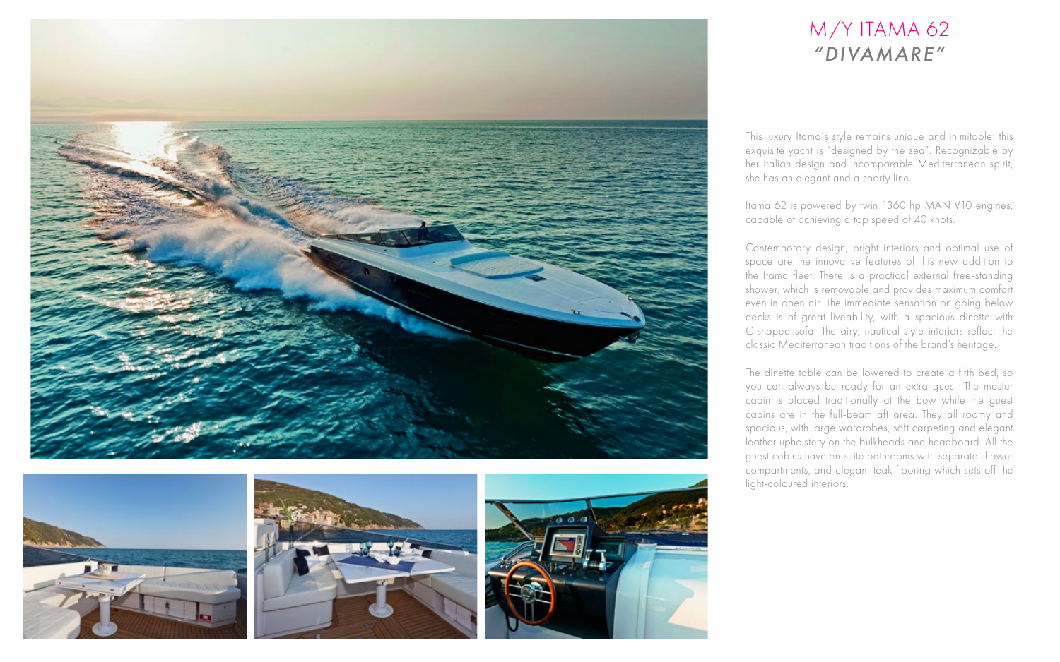# M/Y ITAMA 62
## *"DIVAMARE"*

This luxury Itama's style remains unique and inimitable: this exquisite yacht is "designed by the sea". Recognizable by her Italian design and incomparable Mediterranean spirit, she has an elegant and a sporty line.

Itama 62 is powered by twin 1360 hp MAN V10 engines, capable of achieving a top speed of 40 knots.

Contemporary design, bright interiors and optimal use of space are the innovative features of this new addition to the Itama fleet. There is a practical external free-standing shower, which is removable and provides maximum comfort even in open air. The immediate sensation on going below decks is of great liveability, with a spacious dinette with C-shaped sofa. The airy, nautical-style interiors reflect the classic Mediterranean traditions of the brand's heritage.

The dinette table can be lowered to create a fifth bed, so you can always be ready for an extra guest. The master cabin is placed traditionally at the bow while the guest cabins are in the full-beam aft area. They all roomy and spacious, with large wardrobes, soft carpeting and elegant leather upholstery on the bulkheads and headboard. All the guest cabins have en-suite bathrooms with separate shower compartments, and elegant teak flooring which sets off the light-coloured interiors.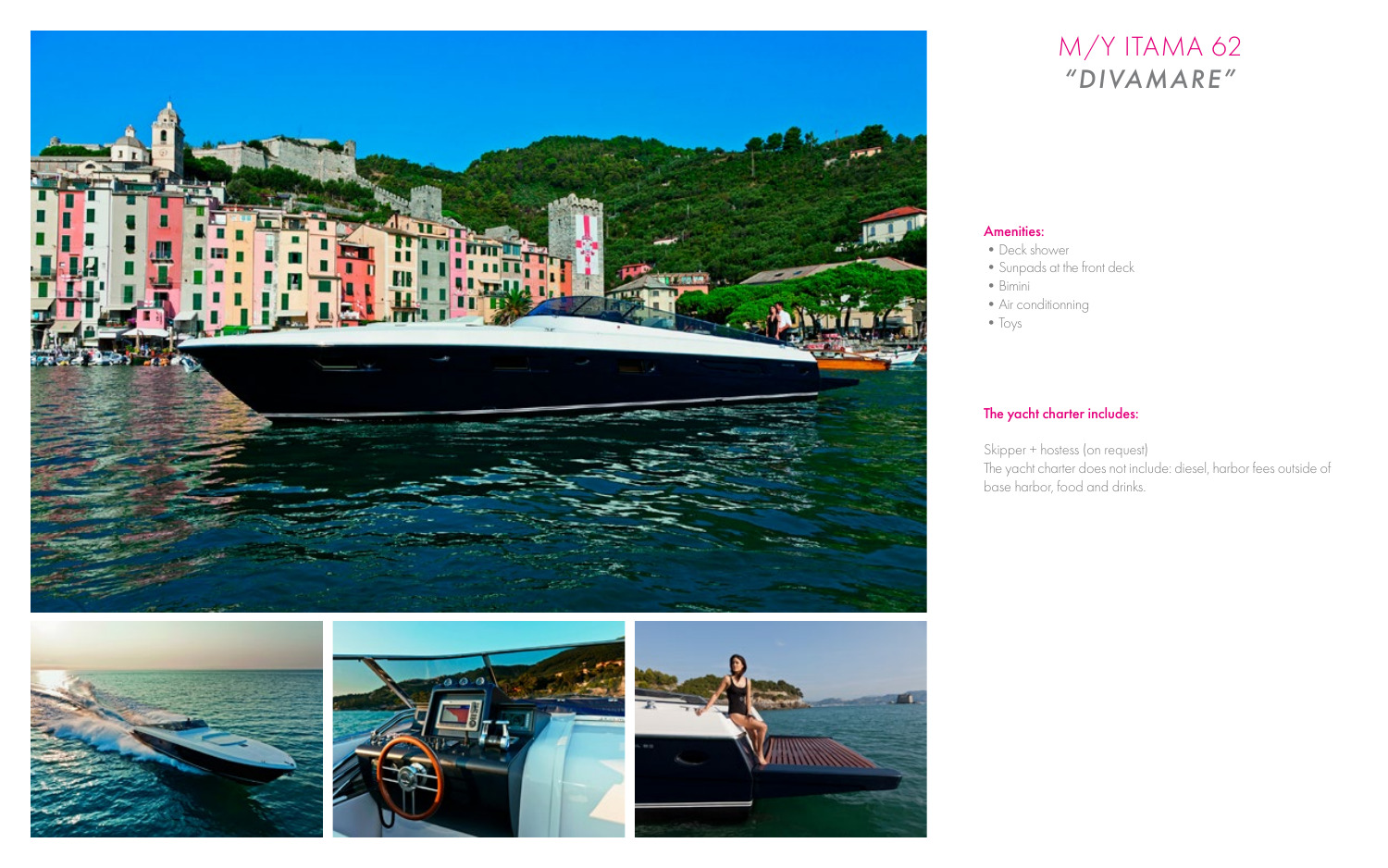# M/Y ITAMA 62

## *"DIVAMARE"*

**Amenities:**

- Deck shower
- Sunpads at the front deck
- Bimini
- Air conditionning
- Toys

**The yacht charter includes:**

Skipper + hostess (on request)
The yacht charter does not include: diesel, harbor fees outside of base harbor, food and drinks.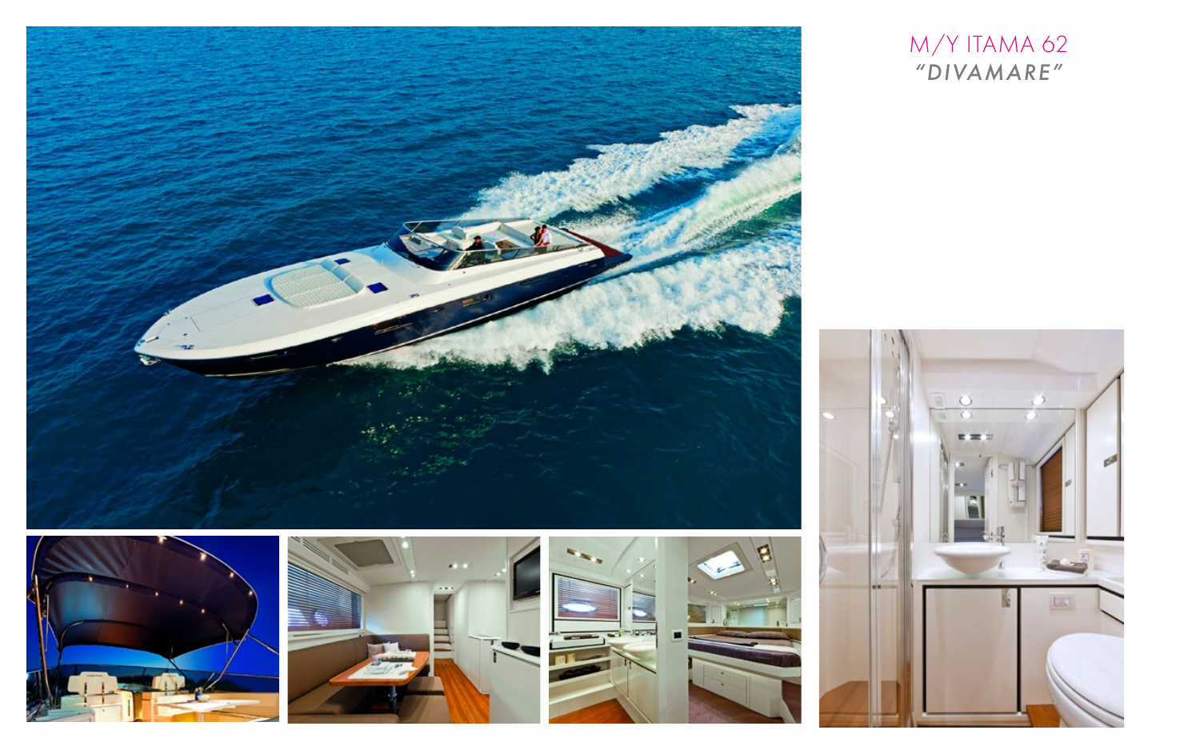# M/Y ITAMA 62

## *"DIVAMARE"*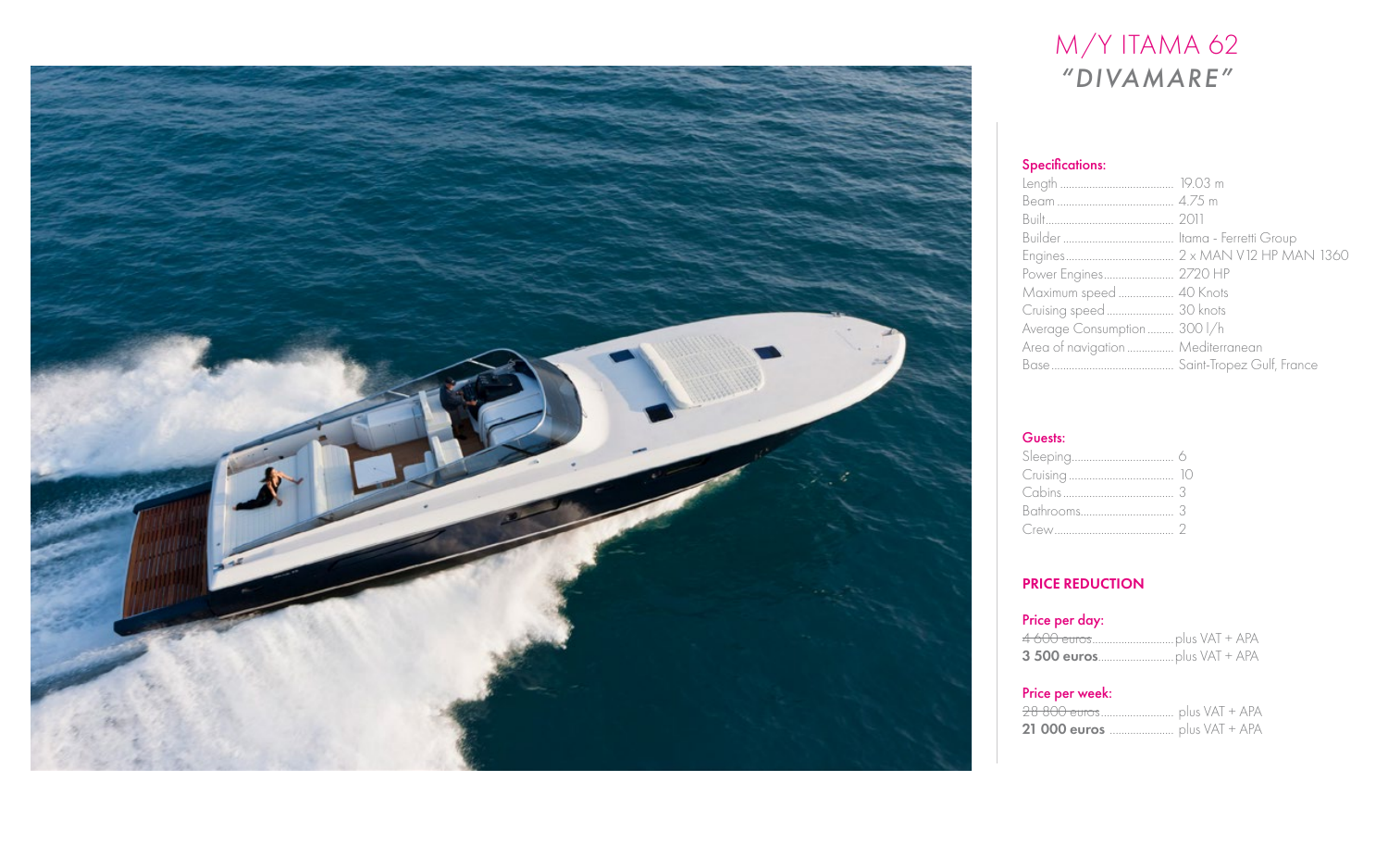# M/Y ITAMA 62

## *"DIVAMARE"*

### Specifications:

| | |
|---|---|
| Length | 19.03 m |
| Beam | 4.75 m |
| Built | 2011 |
| Builder | Itama - Ferretti Group |
| Engines | 2 x MAN V12 HP MAN 1360 |
| Power Engines | 2720 HP |
| Maximum speed | 40 Knots |
| Cruising speed | 30 knots |
| Average Consumption | 300 l/h |
| Area of navigation | Mediterranean |
| Base | Saint-Tropez Gulf, France |

### Guests:

| | |
|---|---|
| Sleeping | 6 |
| Cruising | 10 |
| Cabins | 3 |
| Bathrooms | 3 |
| Crew | 2 |

### PRICE REDUCTION

### Price per day:

| | |
|---|---|
| ~~4 600 euros~~ | plus VAT + APA |
| **3 500 euros** | plus VAT + APA |

### Price per week:

| | |
|---|---|
| ~~28 800 euros~~ | plus VAT + APA |
| **21 000 euros** | plus VAT + APA |